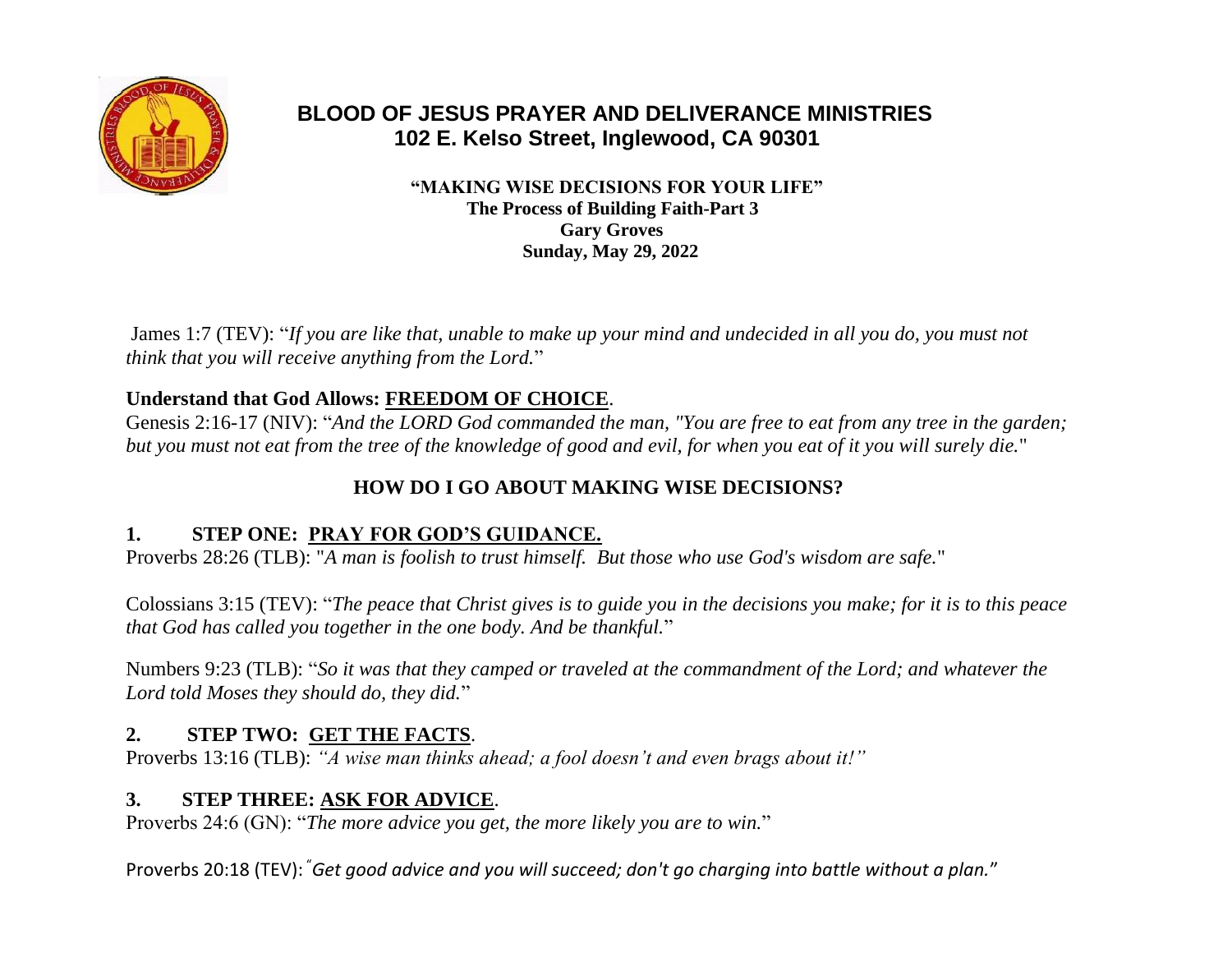# BLOOD OF JESUS PRAYER AND DELIVERANCE MINISTRIES
## 102 E. Kelso Street, Inglewood, CA 90301

**"MAKING WISE DECISIONS FOR YOUR LIFE"**
**The Process of Building Faith-Part 3**
**Gary Groves**
**Sunday, May 29, 2022**

James 1:7 (TEV): "*If you are like that, unable to make up your mind and undecided in all you do, you must not think that you will receive anything from the Lord.*"

**Understand that God Allows: FREEDOM OF CHOICE**.

Genesis 2:16-17 (NIV): "*And the LORD God commanded the man, "You are free to eat from any tree in the garden; but you must not eat from the tree of the knowledge of good and evil, for when you eat of it you will surely die.*"

### HOW DO I GO ABOUT MAKING WISE DECISIONS?

**1. STEP ONE: PRAY FOR GOD'S GUIDANCE.**

Proverbs 28:26 (TLB): "*A man is foolish to trust himself. But those who use God's wisdom are safe.*"

Colossians 3:15 (TEV): "*The peace that Christ gives is to guide you in the decisions you make; for it is to this peace that God has called you together in the one body. And be thankful.*"

Numbers 9:23 (TLB): "*So it was that they camped or traveled at the commandment of the Lord; and whatever the Lord told Moses they should do, they did.*"

**2. STEP TWO: GET THE FACTS**.

Proverbs 13:16 (TLB): *"A wise man thinks ahead; a fool doesn't and even brags about it!"*

**3. STEP THREE: ASK FOR ADVICE**.

Proverbs 24:6 (GN): "*The more advice you get, the more likely you are to win.*"

Proverbs 20:18 (TEV): "*Get good advice and you will succeed; don't go charging into battle without a plan.*"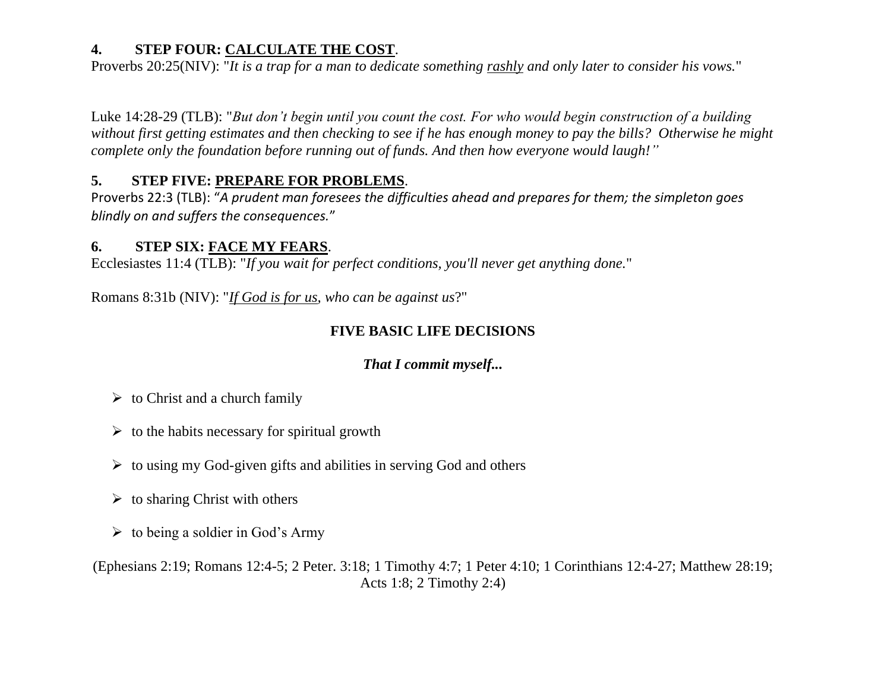**4. STEP FOUR: <u>CALCULATE THE COST</u>.**

Proverbs 20:25(NIV): "*It is a trap for a man to dedicate something <u>rashly</u> and only later to consider his vows.*"

Luke 14:28-29 (TLB): "*But don't begin until you count the cost. For who would begin construction of a building without first getting estimates and then checking to see if he has enough money to pay the bills? Otherwise he might complete only the foundation before running out of funds. And then how everyone would laugh!"*

**5. STEP FIVE: <u>PREPARE FOR PROBLEMS</u>.**

Proverbs 22:3 (TLB): *"A prudent man foresees the difficulties ahead and prepares for them; the simpleton goes blindly on and suffers the consequences."*

**6. STEP SIX: <u>FACE MY FEARS</u>.**

Ecclesiastes 11:4 (TLB): "*If you wait for perfect conditions, you'll never get anything done.*"

Romans 8:31b (NIV): "*<u>If God is for us</u>, who can be against us*?"

**FIVE BASIC LIFE DECISIONS**

***That I commit myself...***

- to Christ and a church family
- to the habits necessary for spiritual growth
- to using my God-given gifts and abilities in serving God and others
- to sharing Christ with others
- to being a soldier in God's Army

(Ephesians 2:19; Romans 12:4-5; 2 Peter. 3:18; 1 Timothy 4:7; 1 Peter 4:10; 1 Corinthians 12:4-27; Matthew 28:19; Acts 1:8; 2 Timothy 2:4)